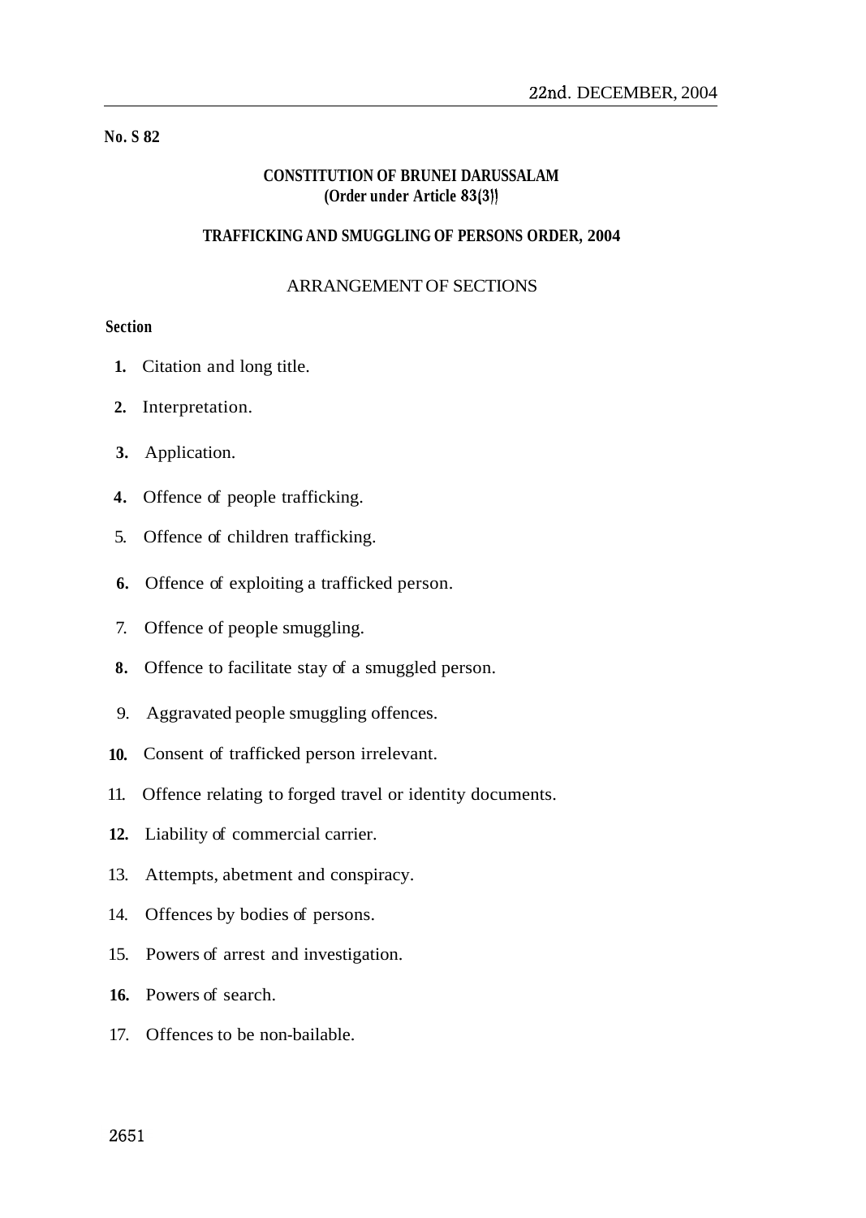**No. S 82**

**CONSTITUTION OF BRUNEI DARUSSALAM**
**(Order under Article 83(3))**

**TRAFFICKING AND SMUGGLING OF PERSONS ORDER, 2004**

ARRANGEMENT OF SECTIONS

**Section**

1. Citation and long title.
2. Interpretation.
3. Application.
4. Offence of people trafficking.
5. Offence of children trafficking.
6. Offence of exploiting a trafficked person.
7. Offence of people smuggling.
8. Offence to facilitate stay of a smuggled person.
9. Aggravated people smuggling offences.
10. Consent of trafficked person irrelevant.
11. Offence relating to forged travel or identity documents.
12. Liability of commercial carrier.
13. Attempts, abetment and conspiracy.
14. Offences by bodies of persons.
15. Powers of arrest and investigation.
16. Powers of search.
17. Offences to be non-bailable.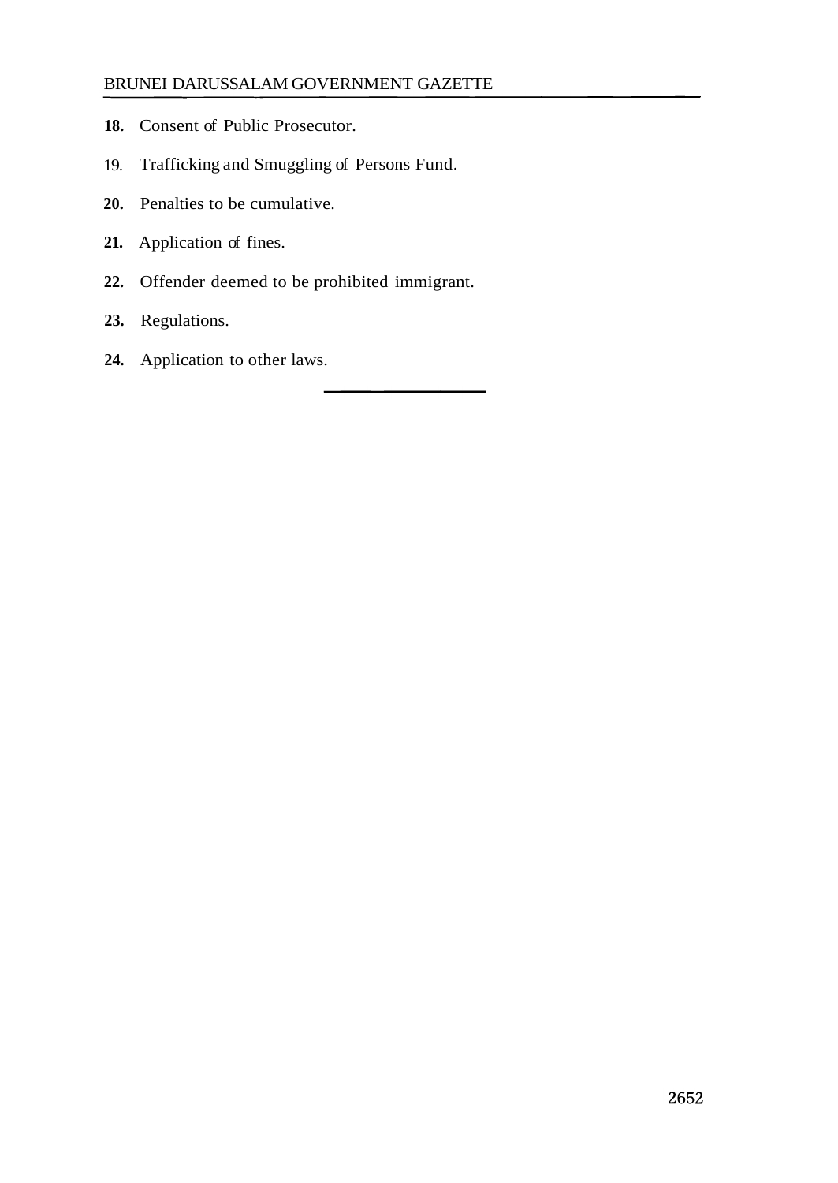**18.** Consent of Public Prosecutor.

19. Trafficking and Smuggling of Persons Fund.

**20.** Penalties to be cumulative.

**21.** Application of fines.

**22.** Offender deemed to be prohibited immigrant.

**23.** Regulations.

**24.** Application to other laws.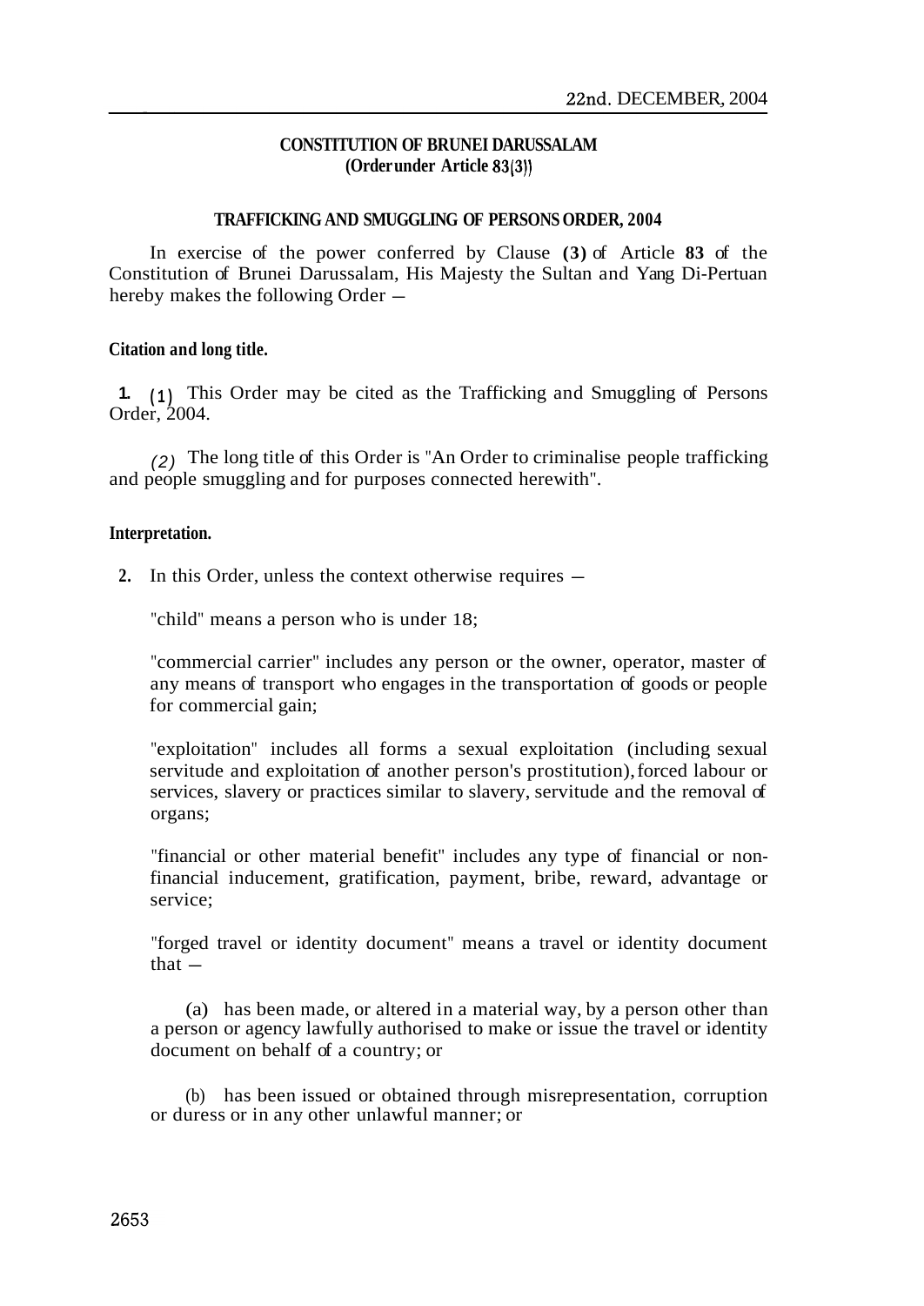**CONSTITUTION OF BRUNEI DARUSSALAM**
**(Order under Article 83(3))**

**TRAFFICKING AND SMUGGLING OF PERSONS ORDER, 2004**

In exercise of the power conferred by Clause **(3)** of Article **83** of the Constitution of Brunei Darussalam, His Majesty the Sultan and Yang Di-Pertuan hereby makes the following Order —

**Citation and long title.**

**1.** (1) This Order may be cited as the Trafficking and Smuggling of Persons Order, 2004.

(2) The long title of this Order is "An Order to criminalise people trafficking and people smuggling and for purposes connected herewith".

**Interpretation.**

**2.** In this Order, unless the context otherwise requires —

"child" means a person who is under 18;

"commercial carrier" includes any person or the owner, operator, master of any means of transport who engages in the transportation of goods or people for commercial gain;

"exploitation" includes all forms a sexual exploitation (including sexual servitude and exploitation of another person's prostitution), forced labour or services, slavery or practices similar to slavery, servitude and the removal of organs;

"financial or other material benefit" includes any type of financial or non-financial inducement, gratification, payment, bribe, reward, advantage or service;

"forged travel or identity document" means a travel or identity document that —

(a) has been made, or altered in a material way, by a person other than a person or agency lawfully authorised to make or issue the travel or identity document on behalf of a country; or

(b) has been issued or obtained through misrepresentation, corruption or duress or in any other unlawful manner; or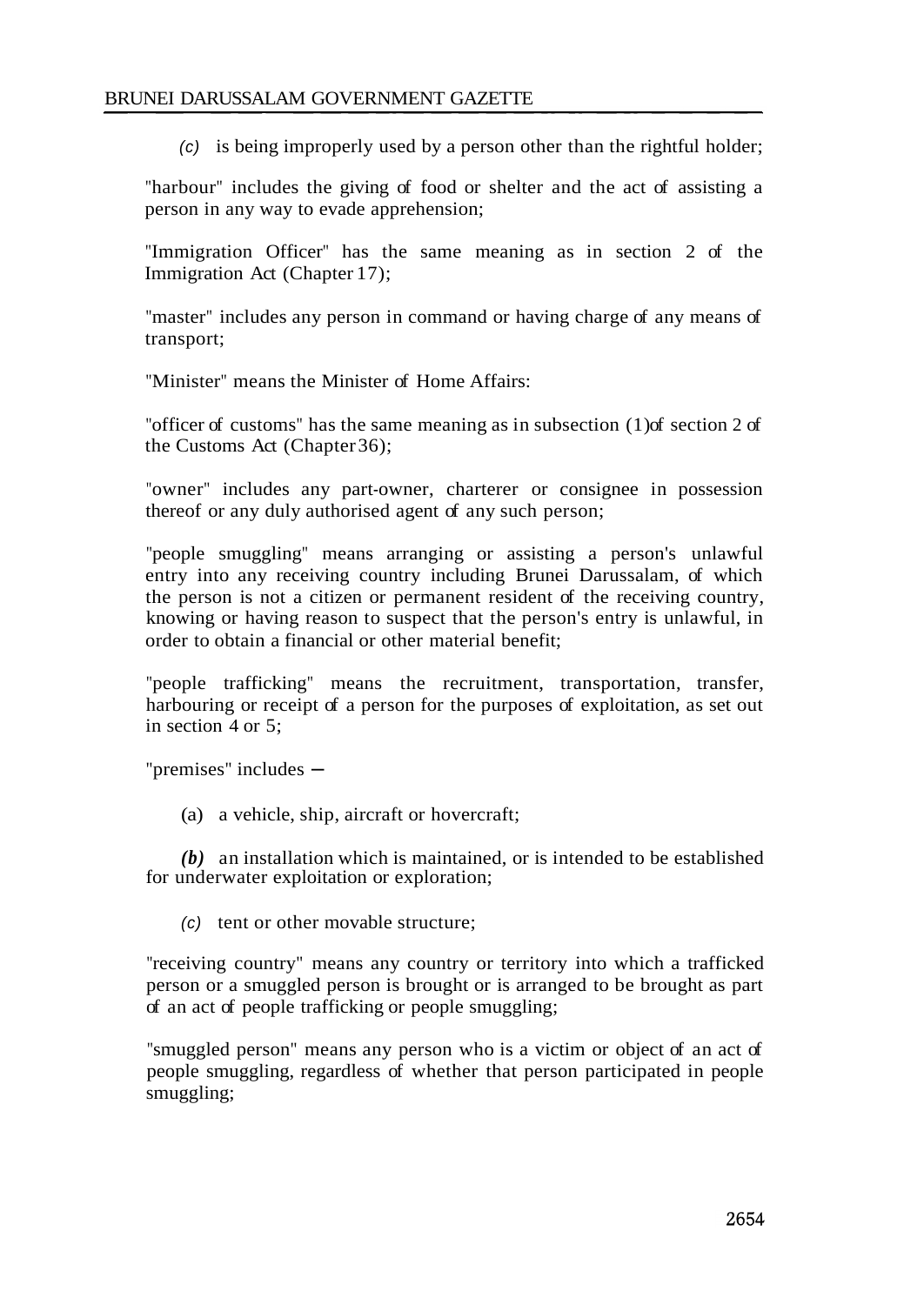*(c)* is being improperly used by a person other than the rightful holder;

"harbour" includes the giving of food or shelter and the act of assisting a person in any way to evade apprehension;

"Immigration Officer" has the same meaning as in section 2 of the Immigration Act (Chapter 17);

"master" includes any person in command or having charge of any means of transport;

"Minister" means the Minister of Home Affairs:

"officer of customs" has the same meaning as in subsection (1)of section 2 of the Customs Act (Chapter 36);

"owner" includes any part-owner, charterer or consignee in possession thereof or any duly authorised agent of any such person;

"people smuggling" means arranging or assisting a person's unlawful entry into any receiving country including Brunei Darussalam, of which the person is not a citizen or permanent resident of the receiving country, knowing or having reason to suspect that the person's entry is unlawful, in order to obtain a financial or other material benefit;

"people trafficking" means the recruitment, transportation, transfer, harbouring or receipt of a person for the purposes of exploitation, as set out in section 4 or 5;

"premises" includes —

(a) a vehicle, ship, aircraft or hovercraft;

***(b)*** an installation which is maintained, or is intended to be established for underwater exploitation or exploration;

*(c)* tent or other movable structure;

"receiving country" means any country or territory into which a trafficked person or a smuggled person is brought or is arranged to be brought as part of an act of people trafficking or people smuggling;

"smuggled person" means any person who is a victim or object of an act of people smuggling, regardless of whether that person participated in people smuggling;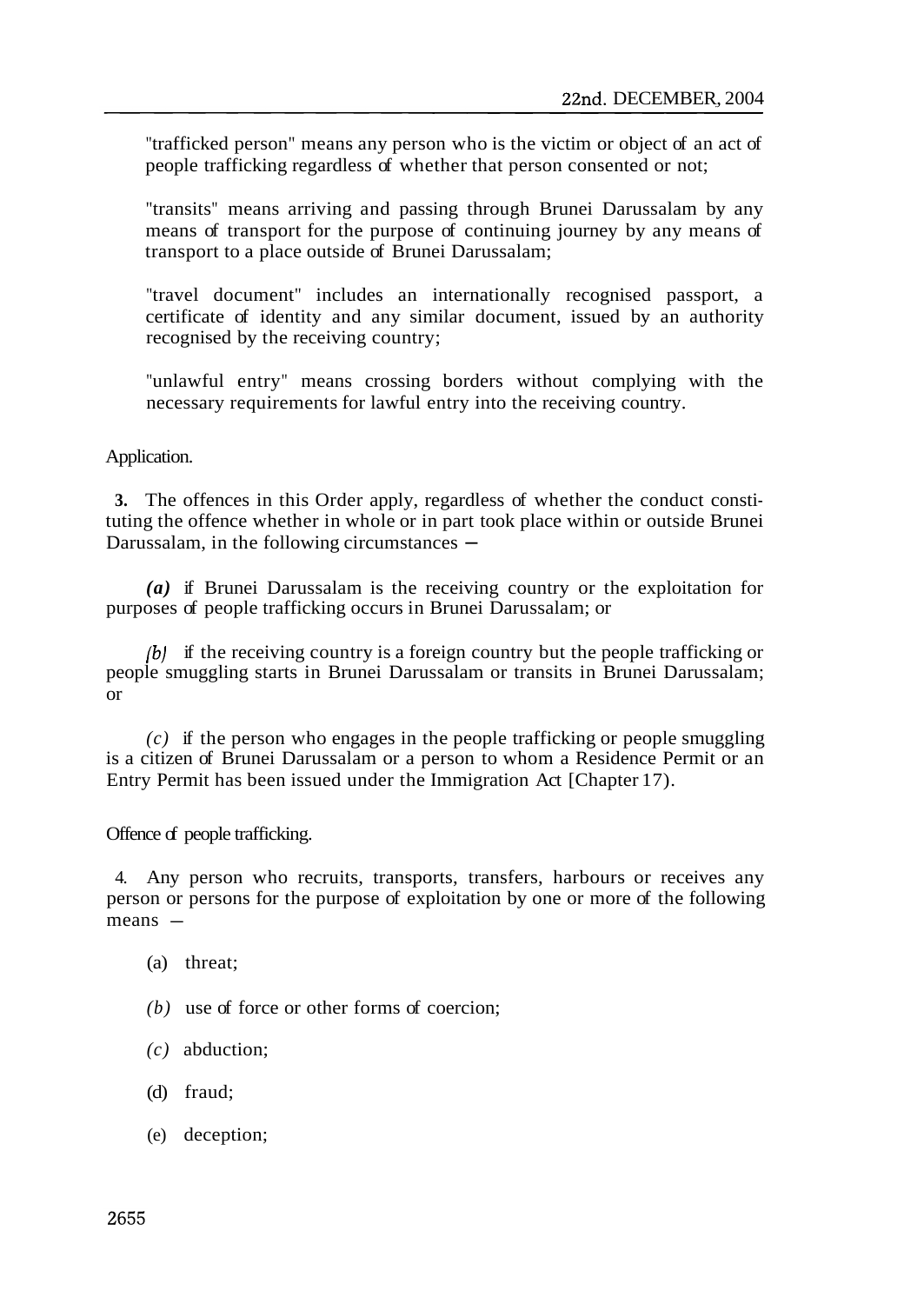"trafficked person" means any person who is the victim or object of an act of people trafficking regardless of whether that person consented or not;

"transits" means arriving and passing through Brunei Darussalam by any means of transport for the purpose of continuing journey by any means of transport to a place outside of Brunei Darussalam;

"travel document" includes an internationally recognised passport, a certificate of identity and any similar document, issued by an authority recognised by the receiving country;

"unlawful entry" means crossing borders without complying with the necessary requirements for lawful entry into the receiving country.

Application.

**3.** The offences in this Order apply, regardless of whether the conduct constituting the offence whether in whole or in part took place within or outside Brunei Darussalam, in the following circumstances —

*(a)* if Brunei Darussalam is the receiving country or the exploitation for purposes of people trafficking occurs in Brunei Darussalam; or

*(b)* if the receiving country is a foreign country but the people trafficking or people smuggling starts in Brunei Darussalam or transits in Brunei Darussalam; or

*(c)* if the person who engages in the people trafficking or people smuggling is a citizen of Brunei Darussalam or a person to whom a Residence Permit or an Entry Permit has been issued under the Immigration Act [Chapter 17).

Offence of people trafficking.

4. Any person who recruits, transports, transfers, harbours or receives any person or persons for the purpose of exploitation by one or more of the following means —

(a) threat;

*(b)* use of force or other forms of coercion;

*(c)* abduction;

(d) fraud;

(e) deception;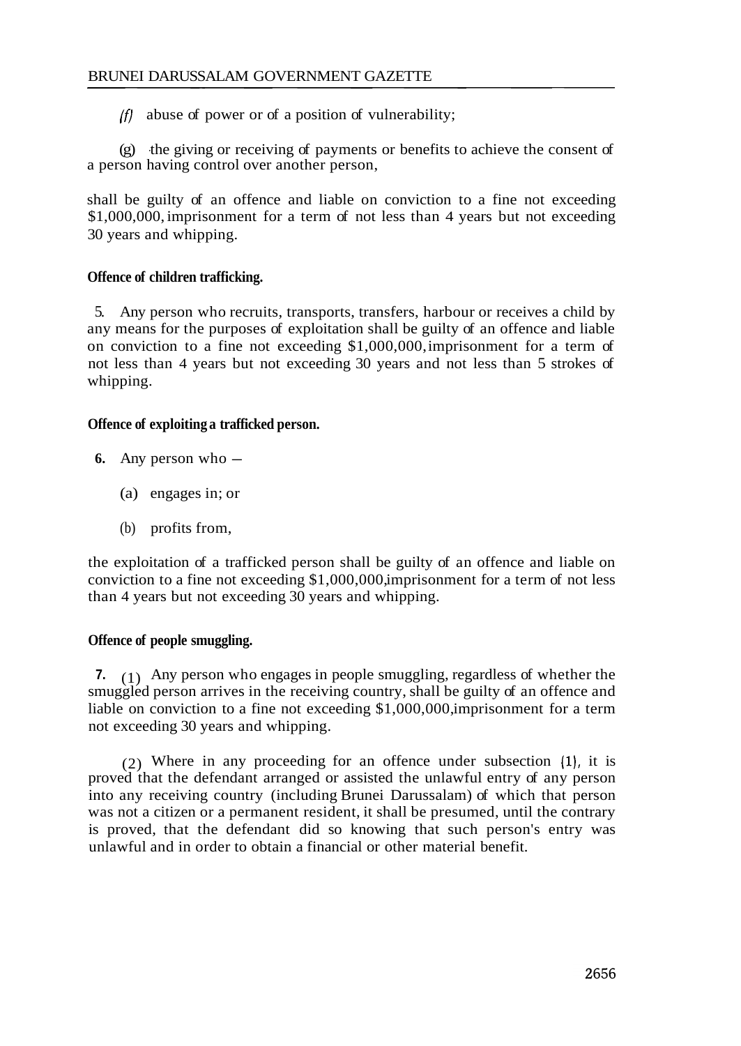(f) abuse of power or of a position of vulnerability;

(g) the giving or receiving of payments or benefits to achieve the consent of a person having control over another person,

shall be guilty of an offence and liable on conviction to a fine not exceeding $1,000,000, imprisonment for a term of not less than 4 years but not exceeding 30 years and whipping.

**Offence of children trafficking.**

5. Any person who recruits, transports, transfers, harbour or receives a child by any means for the purposes of exploitation shall be guilty of an offence and liable on conviction to a fine not exceeding $1,000,000, imprisonment for a term of not less than 4 years but not exceeding 30 years and not less than 5 strokes of whipping.

**Offence of exploiting a trafficked person.**

**6.** Any person who —

(a) engages in; or

(b) profits from,

the exploitation of a trafficked person shall be guilty of an offence and liable on conviction to a fine not exceeding $1,000,000, imprisonment for a term of not less than 4 years but not exceeding 30 years and whipping.

**Offence of people smuggling.**

**7.** (1) Any person who engages in people smuggling, regardless of whether the smuggled person arrives in the receiving country, shall be guilty of an offence and liable on conviction to a fine not exceeding $1,000,000, imprisonment for a term not exceeding 30 years and whipping.

(2) Where in any proceeding for an offence under subsection (1), it is proved that the defendant arranged or assisted the unlawful entry of any person into any receiving country (including Brunei Darussalam) of which that person was not a citizen or a permanent resident, it shall be presumed, until the contrary is proved, that the defendant did so knowing that such person's entry was unlawful and in order to obtain a financial or other material benefit.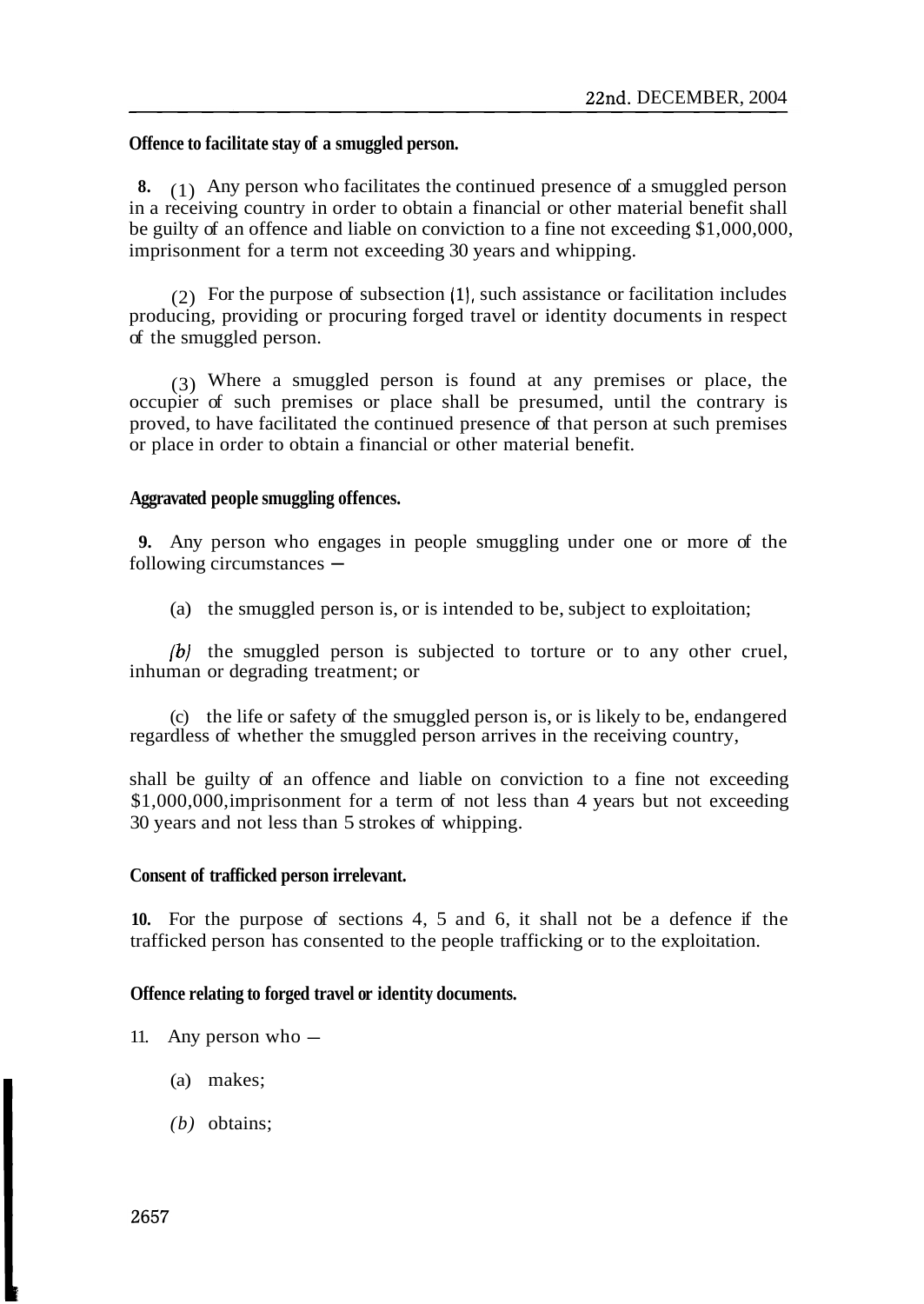**Offence to facilitate stay of a smuggled person.**

**8.** (1) Any person who facilitates the continued presence of a smuggled person in a receiving country in order to obtain a financial or other material benefit shall be guilty of an offence and liable on conviction to a fine not exceeding $1,000,000, imprisonment for a term not exceeding 30 years and whipping.

(2) For the purpose of subsection (1), such assistance or facilitation includes producing, providing or procuring forged travel or identity documents in respect of the smuggled person.

(3) Where a smuggled person is found at any premises or place, the occupier of such premises or place shall be presumed, until the contrary is proved, to have facilitated the continued presence of that person at such premises or place in order to obtain a financial or other material benefit.

**Aggravated people smuggling offences.**

**9.** Any person who engages in people smuggling under one or more of the following circumstances —

(a) the smuggled person is, or is intended to be, subject to exploitation;

*(b)* the smuggled person is subjected to torture or to any other cruel, inhuman or degrading treatment; or

(c) the life or safety of the smuggled person is, or is likely to be, endangered regardless of whether the smuggled person arrives in the receiving country,

shall be guilty of an offence and liable on conviction to a fine not exceeding $1,000,000, imprisonment for a term of not less than 4 years but not exceeding 30 years and not less than 5 strokes of whipping.

**Consent of trafficked person irrelevant.**

**10.** For the purpose of sections 4, 5 and 6, it shall not be a defence if the trafficked person has consented to the people trafficking or to the exploitation.

**Offence relating to forged travel or identity documents.**

11. Any person who —

(a) makes;

*(b)* obtains;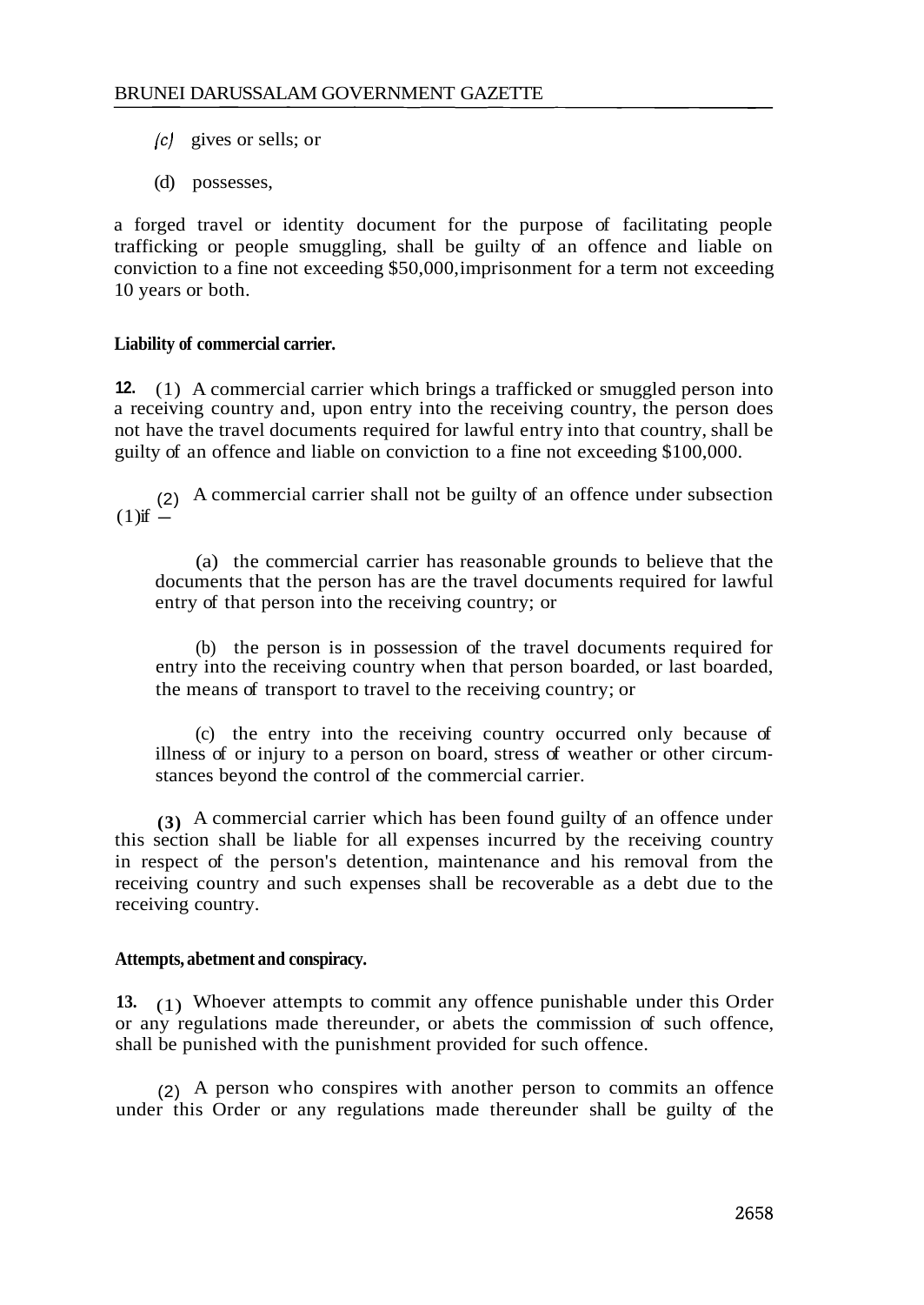(c) gives or sells; or

(d) possesses,

a forged travel or identity document for the purpose of facilitating people trafficking or people smuggling, shall be guilty of an offence and liable on conviction to a fine not exceeding $50,000, imprisonment for a term not exceeding 10 years or both.

**Liability of commercial carrier.**

**12.** (1) A commercial carrier which brings a trafficked or smuggled person into a receiving country and, upon entry into the receiving country, the person does not have the travel documents required for lawful entry into that country, shall be guilty of an offence and liable on conviction to a fine not exceeding $100,000.

(2) A commercial carrier shall not be guilty of an offence under subsection (1) if —

(a) the commercial carrier has reasonable grounds to believe that the documents that the person has are the travel documents required for lawful entry of that person into the receiving country; or

(b) the person is in possession of the travel documents required for entry into the receiving country when that person boarded, or last boarded, the means of transport to travel to the receiving country; or

(c) the entry into the receiving country occurred only because of illness of or injury to a person on board, stress of weather or other circumstances beyond the control of the commercial carrier.

(3) A commercial carrier which has been found guilty of an offence under this section shall be liable for all expenses incurred by the receiving country in respect of the person's detention, maintenance and his removal from the receiving country and such expenses shall be recoverable as a debt due to the receiving country.

**Attempts, abetment and conspiracy.**

**13.** (1) Whoever attempts to commit any offence punishable under this Order or any regulations made thereunder, or abets the commission of such offence, shall be punished with the punishment provided for such offence.

(2) A person who conspires with another person to commits an offence under this Order or any regulations made thereunder shall be guilty of the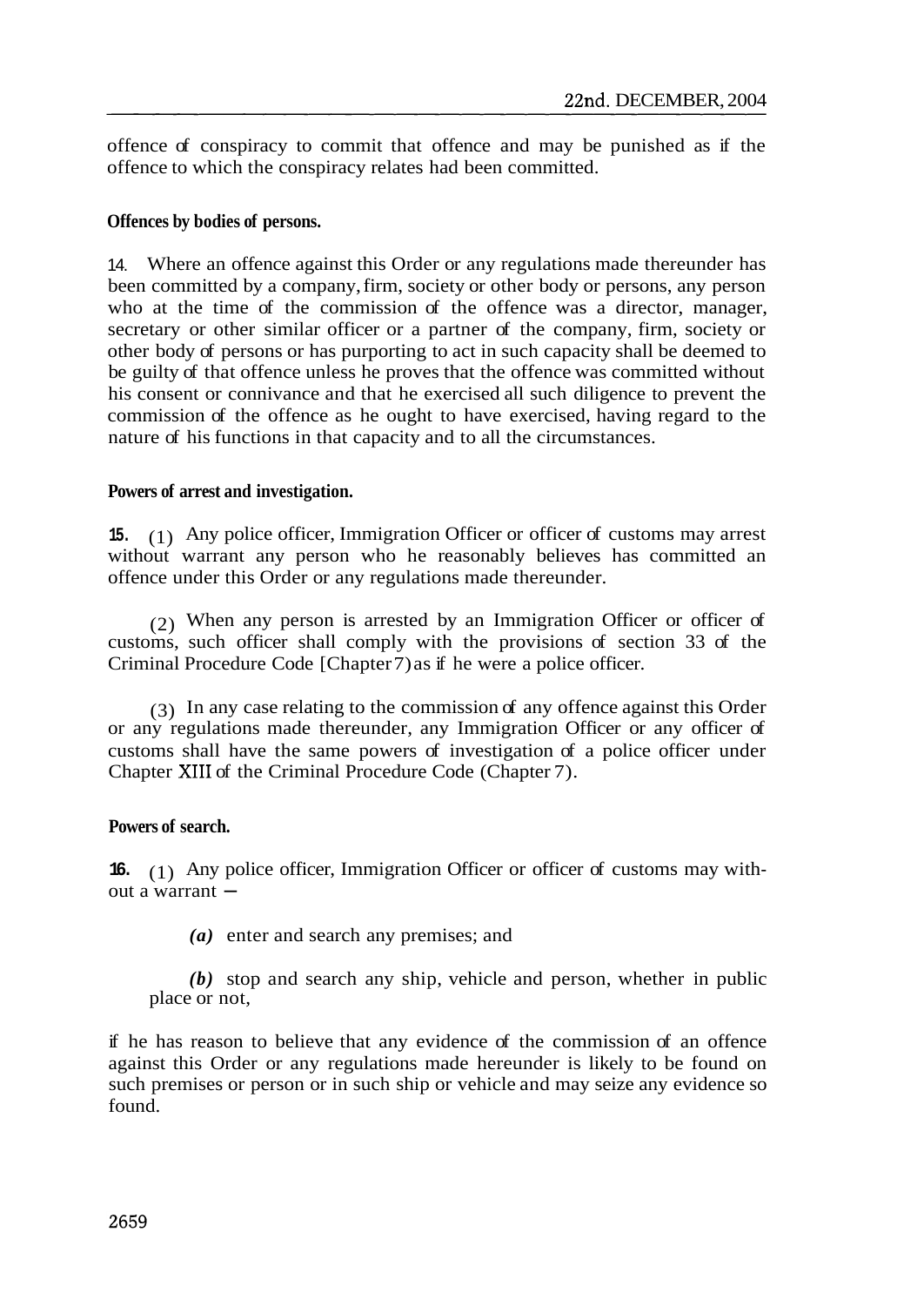offence of conspiracy to commit that offence and may be punished as if the offence to which the conspiracy relates had been committed.

**Offences by bodies of persons.**

14. Where an offence against this Order or any regulations made thereunder has been committed by a company, firm, society or other body or persons, any person who at the time of the commission of the offence was a director, manager, secretary or other similar officer or a partner of the company, firm, society or other body of persons or has purporting to act in such capacity shall be deemed to be guilty of that offence unless he proves that the offence was committed without his consent or connivance and that he exercised all such diligence to prevent the commission of the offence as he ought to have exercised, having regard to the nature of his functions in that capacity and to all the circumstances.

**Powers of arrest and investigation.**

**15.** (1) Any police officer, Immigration Officer or officer of customs may arrest without warrant any person who he reasonably believes has committed an offence under this Order or any regulations made thereunder.

(2) When any person is arrested by an Immigration Officer or officer of customs, such officer shall comply with the provisions of section 33 of the Criminal Procedure Code [Chapter 7) as if he were a police officer.

(3) In any case relating to the commission of any offence against this Order or any regulations made thereunder, any Immigration Officer or any officer of customs shall have the same powers of investigation of a police officer under Chapter XIII of the Criminal Procedure Code (Chapter 7).

**Powers of search.**

**16.** (1) Any police officer, Immigration Officer or officer of customs may without a warrant —

*(a)* enter and search any premises; and

*(b)* stop and search any ship, vehicle and person, whether in public place or not,

if he has reason to believe that any evidence of the commission of an offence against this Order or any regulations made hereunder is likely to be found on such premises or person or in such ship or vehicle and may seize any evidence so found.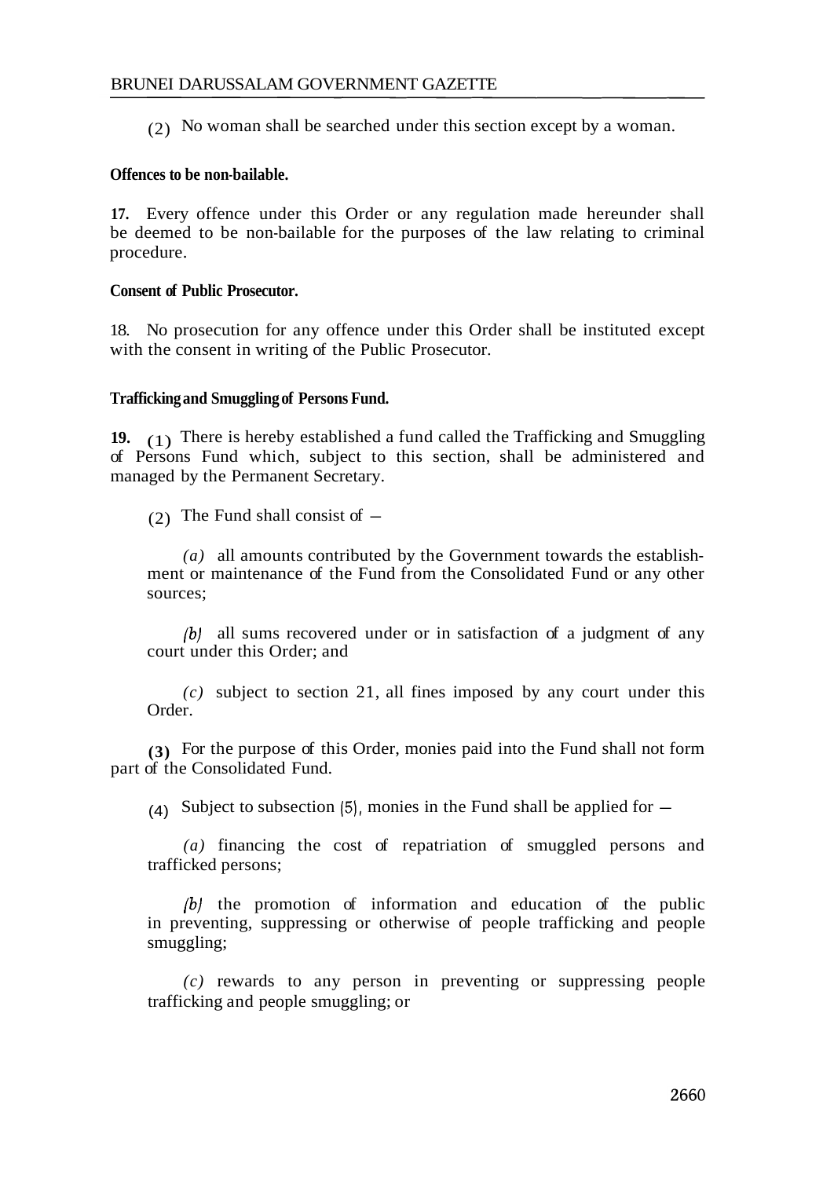(2) No woman shall be searched under this section except by a woman.

**Offences to be non-bailable.**

**17.** Every offence under this Order or any regulation made hereunder shall be deemed to be non-bailable for the purposes of the law relating to criminal procedure.

**Consent of Public Prosecutor.**

18. No prosecution for any offence under this Order shall be instituted except with the consent in writing of the Public Prosecutor.

**Trafficking and Smuggling of Persons Fund.**

**19.** (1) There is hereby established a fund called the Trafficking and Smuggling of Persons Fund which, subject to this section, shall be administered and managed by the Permanent Secretary.

(2) The Fund shall consist of —

*(a)* all amounts contributed by the Government towards the establishment or maintenance of the Fund from the Consolidated Fund or any other sources;

*(b)* all sums recovered under or in satisfaction of a judgment of any court under this Order; and

*(c)* subject to section 21, all fines imposed by any court under this Order.

**(3)** For the purpose of this Order, monies paid into the Fund shall not form part of the Consolidated Fund.

(4) Subject to subsection (5), monies in the Fund shall be applied for —

*(a)* financing the cost of repatriation of smuggled persons and trafficked persons;

*(b)* the promotion of information and education of the public in preventing, suppressing or otherwise of people trafficking and people smuggling;

*(c)* rewards to any person in preventing or suppressing people trafficking and people smuggling; or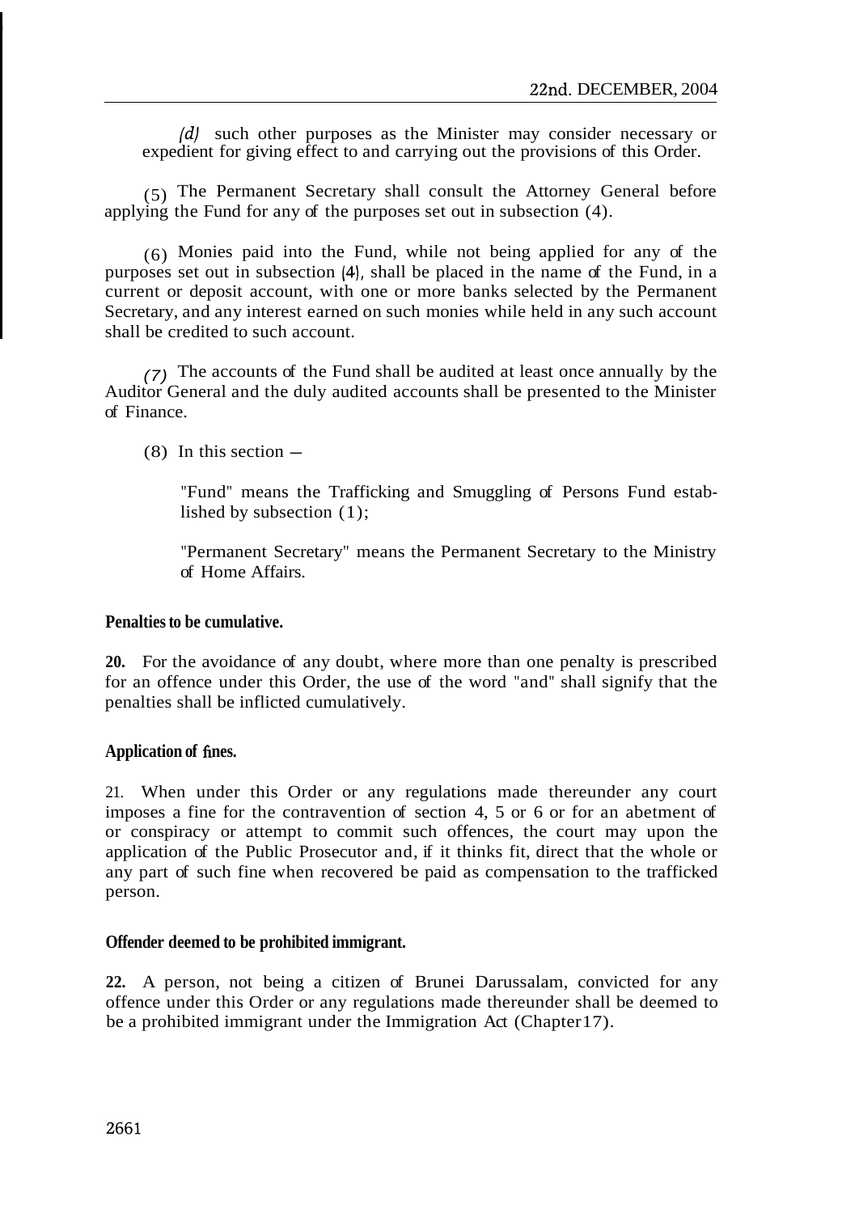*(d)* such other purposes as the Minister may consider necessary or expedient for giving effect to and carrying out the provisions of this Order.

(5) The Permanent Secretary shall consult the Attorney General before applying the Fund for any of the purposes set out in subsection (4).

(6) Monies paid into the Fund, while not being applied for any of the purposes set out in subsection (4), shall be placed in the name of the Fund, in a current or deposit account, with one or more banks selected by the Permanent Secretary, and any interest earned on such monies while held in any such account shall be credited to such account.

(7) The accounts of the Fund shall be audited at least once annually by the Auditor General and the duly audited accounts shall be presented to the Minister of Finance.

(8) In this section —

"Fund" means the Trafficking and Smuggling of Persons Fund established by subsection (1);

"Permanent Secretary" means the Permanent Secretary to the Ministry of Home Affairs.

**Penalties to be cumulative.**

**20.** For the avoidance of any doubt, where more than one penalty is prescribed for an offence under this Order, the use of the word "and" shall signify that the penalties shall be inflicted cumulatively.

**Application of fines.**

21. When under this Order or any regulations made thereunder any court imposes a fine for the contravention of section 4, 5 or 6 or for an abetment of or conspiracy or attempt to commit such offences, the court may upon the application of the Public Prosecutor and, if it thinks fit, direct that the whole or any part of such fine when recovered be paid as compensation to the trafficked person.

**Offender deemed to be prohibited immigrant.**

**22.** A person, not being a citizen of Brunei Darussalam, convicted for any offence under this Order or any regulations made thereunder shall be deemed to be a prohibited immigrant under the Immigration Act (Chapter17).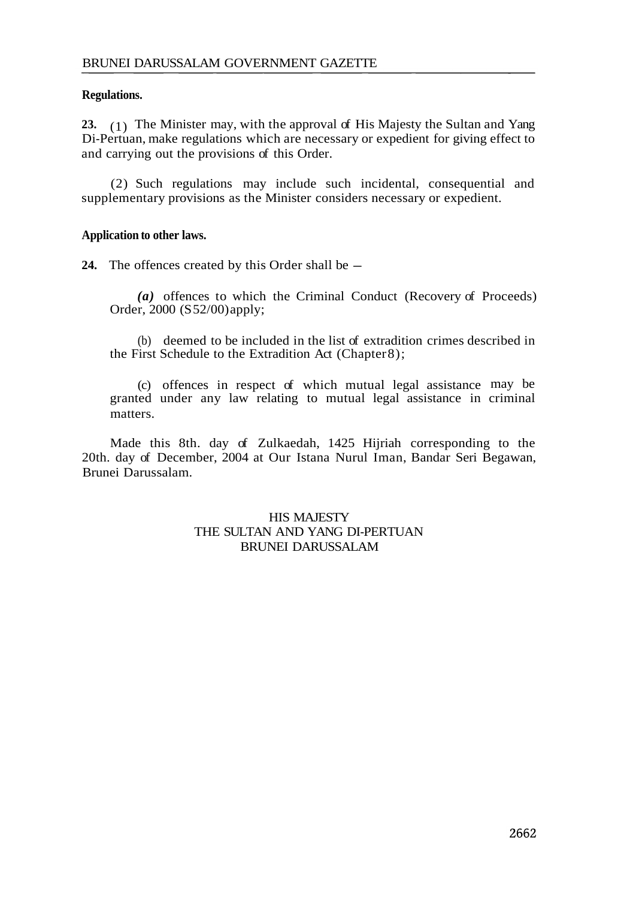**Regulations.**

**23.** (1) The Minister may, with the approval of His Majesty the Sultan and Yang Di-Pertuan, make regulations which are necessary or expedient for giving effect to and carrying out the provisions of this Order.

(2) Such regulations may include such incidental, consequential and supplementary provisions as the Minister considers necessary or expedient.

**Application to other laws.**

**24.** The offences created by this Order shall be –

*(a)* offences to which the Criminal Conduct (Recovery of Proceeds) Order, 2000 (S52/00) apply;

(b) deemed to be included in the list of extradition crimes described in the First Schedule to the Extradition Act (Chapter 8);

(c) offences in respect of which mutual legal assistance may be granted under any law relating to mutual legal assistance in criminal matters.

Made this 8th. day of Zulkaedah, 1425 Hijriah corresponding to the 20th. day of December, 2004 at Our Istana Nurul Iman, Bandar Seri Begawan, Brunei Darussalam.

HIS MAJESTY
THE SULTAN AND YANG DI-PERTUAN
BRUNEI DARUSSALAM